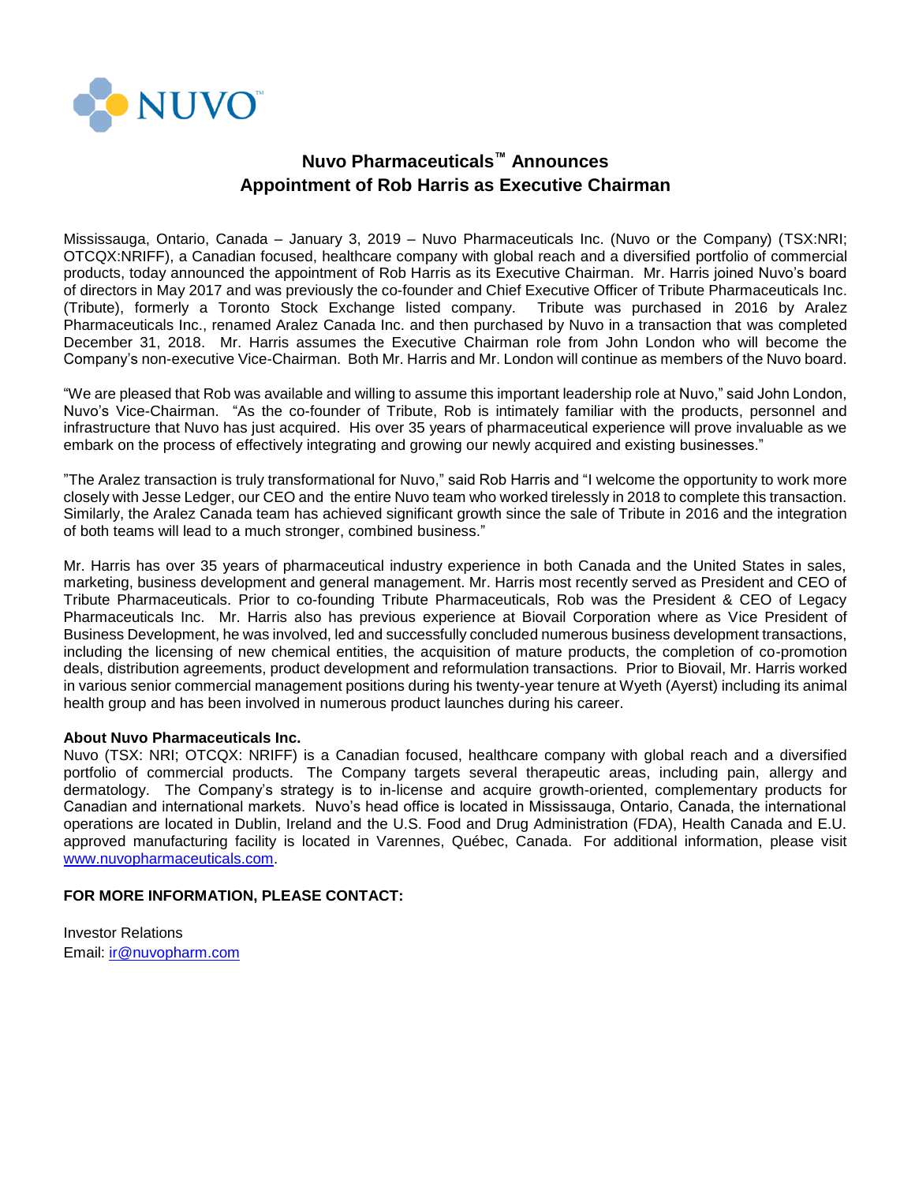NUVO™

# Nuvo Pharmaceuticals™ Announces Appointment of Rob Harris as Executive Chairman

Mississauga, Ontario, Canada – January 3, 2019 – Nuvo Pharmaceuticals Inc. (Nuvo or the Company) (TSX:NRI; OTCQX:NRIFF), a Canadian focused, healthcare company with global reach and a diversified portfolio of commercial products, today announced the appointment of Rob Harris as its Executive Chairman. Mr. Harris joined Nuvo's board of directors in May 2017 and was previously the co-founder and Chief Executive Officer of Tribute Pharmaceuticals Inc. (Tribute), formerly a Toronto Stock Exchange listed company. Tribute was purchased in 2016 by Aralez Pharmaceuticals Inc., renamed Aralez Canada Inc. and then purchased by Nuvo in a transaction that was completed December 31, 2018. Mr. Harris assumes the Executive Chairman role from John London who will become the Company's non-executive Vice-Chairman. Both Mr. Harris and Mr. London will continue as members of the Nuvo board.

"We are pleased that Rob was available and willing to assume this important leadership role at Nuvo," said John London, Nuvo's Vice-Chairman. "As the co-founder of Tribute, Rob is intimately familiar with the products, personnel and infrastructure that Nuvo has just acquired. His over 35 years of pharmaceutical experience will prove invaluable as we embark on the process of effectively integrating and growing our newly acquired and existing businesses."

"The Aralez transaction is truly transformational for Nuvo," said Rob Harris and "I welcome the opportunity to work more closely with Jesse Ledger, our CEO and the entire Nuvo team who worked tirelessly in 2018 to complete this transaction. Similarly, the Aralez Canada team has achieved significant growth since the sale of Tribute in 2016 and the integration of both teams will lead to a much stronger, combined business."

Mr. Harris has over 35 years of pharmaceutical industry experience in both Canada and the United States in sales, marketing, business development and general management. Mr. Harris most recently served as President and CEO of Tribute Pharmaceuticals. Prior to co-founding Tribute Pharmaceuticals, Rob was the President & CEO of Legacy Pharmaceuticals Inc. Mr. Harris also has previous experience at Biovail Corporation where as Vice President of Business Development, he was involved, led and successfully concluded numerous business development transactions, including the licensing of new chemical entities, the acquisition of mature products, the completion of co-promotion deals, distribution agreements, product development and reformulation transactions. Prior to Biovail, Mr. Harris worked in various senior commercial management positions during his twenty-year tenure at Wyeth (Ayerst) including its animal health group and has been involved in numerous product launches during his career.

**About Nuvo Pharmaceuticals Inc.**

Nuvo (TSX: NRI; OTCQX: NRIFF) is a Canadian focused, healthcare company with global reach and a diversified portfolio of commercial products. The Company targets several therapeutic areas, including pain, allergy and dermatology. The Company's strategy is to in-license and acquire growth-oriented, complementary products for Canadian and international markets. Nuvo's head office is located in Mississauga, Ontario, Canada, the international operations are located in Dublin, Ireland and the U.S. Food and Drug Administration (FDA), Health Canada and E.U. approved manufacturing facility is located in Varennes, Québec, Canada. For additional information, please visit www.nuvopharmaceuticals.com.

**FOR MORE INFORMATION, PLEASE CONTACT:**

Investor Relations
Email: ir@nuvopharm.com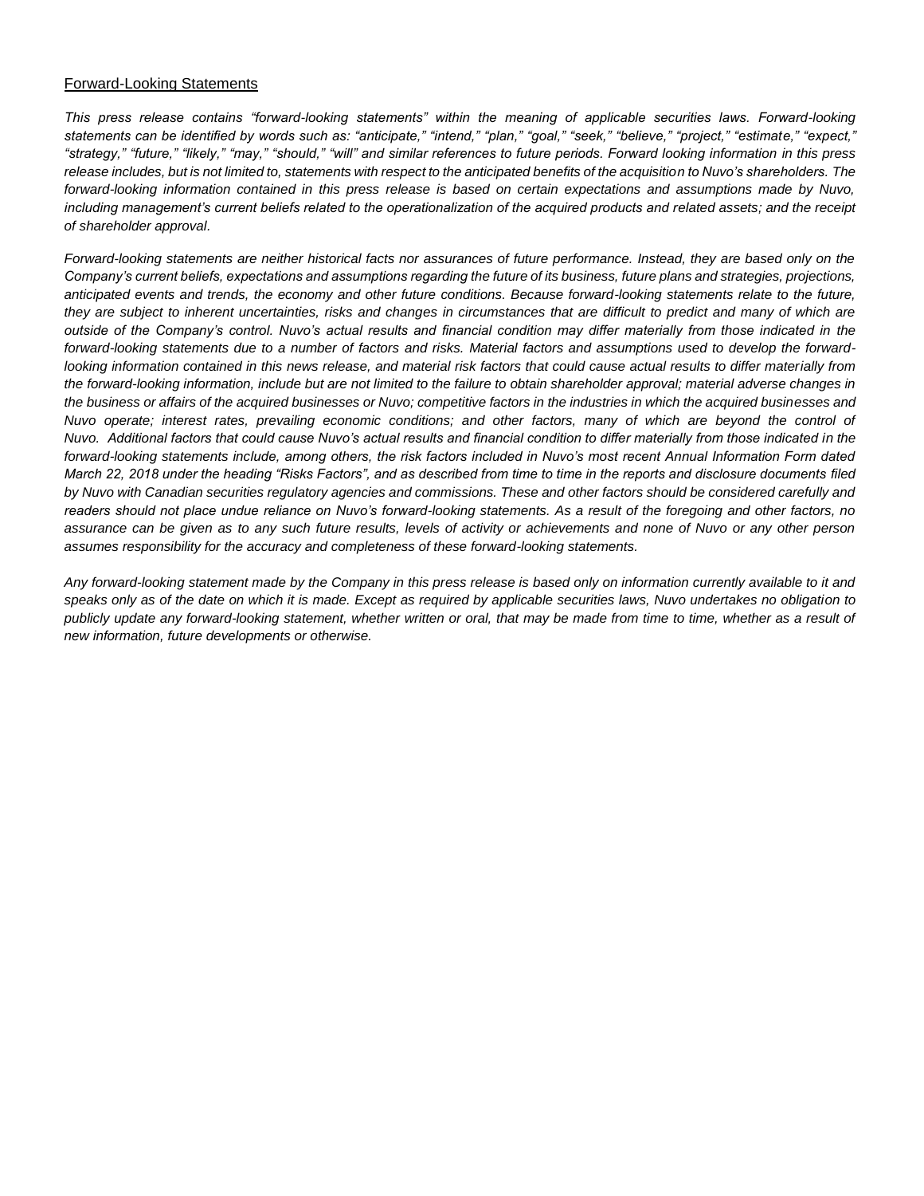## Forward-Looking Statements

*This press release contains "forward-looking statements" within the meaning of applicable securities laws. Forward-looking statements can be identified by words such as: "anticipate," "intend," "plan," "goal," "seek," "believe," "project," "estimate," "expect," "strategy," "future," "likely," "may," "should," "will" and similar references to future periods. Forward looking information in this press release includes, but is not limited to, statements with respect to the anticipated benefits of the acquisition to Nuvo's shareholders. The forward-looking information contained in this press release is based on certain expectations and assumptions made by Nuvo, including management's current beliefs related to the operationalization of the acquired products and related assets; and the receipt of shareholder approval.*

*Forward-looking statements are neither historical facts nor assurances of future performance. Instead, they are based only on the Company's current beliefs, expectations and assumptions regarding the future of its business, future plans and strategies, projections, anticipated events and trends, the economy and other future conditions. Because forward-looking statements relate to the future, they are subject to inherent uncertainties, risks and changes in circumstances that are difficult to predict and many of which are outside of the Company's control. Nuvo's actual results and financial condition may differ materially from those indicated in the forward-looking statements due to a number of factors and risks. Material factors and assumptions used to develop the forward-looking information contained in this news release, and material risk factors that could cause actual results to differ materially from the forward-looking information, include but are not limited to the failure to obtain shareholder approval; material adverse changes in the business or affairs of the acquired businesses or Nuvo; competitive factors in the industries in which the acquired businesses and Nuvo operate; interest rates, prevailing economic conditions; and other factors, many of which are beyond the control of Nuvo. Additional factors that could cause Nuvo's actual results and financial condition to differ materially from those indicated in the forward-looking statements include, among others, the risk factors included in Nuvo's most recent Annual Information Form dated March 22, 2018 under the heading "Risks Factors", and as described from time to time in the reports and disclosure documents filed by Nuvo with Canadian securities regulatory agencies and commissions. These and other factors should be considered carefully and readers should not place undue reliance on Nuvo's forward-looking statements. As a result of the foregoing and other factors, no assurance can be given as to any such future results, levels of activity or achievements and none of Nuvo or any other person assumes responsibility for the accuracy and completeness of these forward-looking statements.*

*Any forward-looking statement made by the Company in this press release is based only on information currently available to it and speaks only as of the date on which it is made. Except as required by applicable securities laws, Nuvo undertakes no obligation to publicly update any forward-looking statement, whether written or oral, that may be made from time to time, whether as a result of new information, future developments or otherwise.*